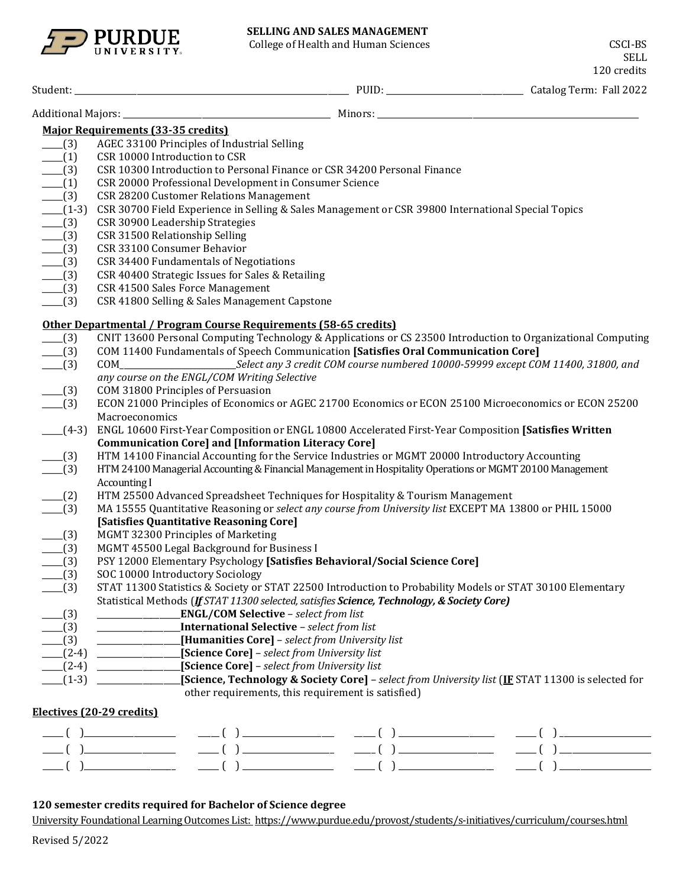# SELLING AND SALES MANAGEMENT

College of Health and Human Sciences

CSCI-BS
SELL
120 credits

Student: ______________________ PUID: ______________ Catalog Term: Fall 2022

Additional Majors: ______________________ Minors: ______________________

**Major Requirements (33-35 credits)**

- ____(3) AGEC 33100 Principles of Industrial Selling
- ____(1) CSR 10000 Introduction to CSR
- ____(3) CSR 10300 Introduction to Personal Finance or CSR 34200 Personal Finance
- ____(1) CSR 20000 Professional Development in Consumer Science
- ____(3) CSR 28200 Customer Relations Management
- ____(1-3) CSR 30700 Field Experience in Selling & Sales Management or CSR 39800 International Special Topics
- ____(3) CSR 30900 Leadership Strategies
- ____(3) CSR 31500 Relationship Selling
- ____(3) CSR 33100 Consumer Behavior
- ____(3) CSR 34400 Fundamentals of Negotiations
- ____(3) CSR 40400 Strategic Issues for Sales & Retailing
- ____(3) CSR 41500 Sales Force Management
- ____(3) CSR 41800 Selling & Sales Management Capstone

**Other Departmental / Program Course Requirements (58-65 credits)**

- ____(3) CNIT 13600 Personal Computing Technology & Applications or CS 23500 Introduction to Organizational Computing
- ____(3) COM 11400 Fundamentals of Speech Communication **[Satisfies Oral Communication Core]**
- ____(3) COM______________ *Select any 3 credit COM course numbered 10000-59999 except COM 11400, 31800, and any course on the ENGL/COM Writing Selective*
- ____(3) COM 31800 Principles of Persuasion
- ____(3) ECON 21000 Principles of Economics or AGEC 21700 Economics or ECON 25100 Microeconomics or ECON 25200 Macroeconomics
- ____(4-3) ENGL 10600 First-Year Composition or ENGL 10800 Accelerated First-Year Composition **[Satisfies Written Communication Core] and [Information Literacy Core]**
- ____(3) HTM 14100 Financial Accounting for the Service Industries or MGMT 20000 Introductory Accounting
- ____(3) HTM 24100 Managerial Accounting & Financial Management in Hospitality Operations or MGMT 20100 Management Accounting I
- ____(2) HTM 25500 Advanced Spreadsheet Techniques for Hospitality & Tourism Management
- ____(3) MA 15555 Quantitative Reasoning or *select any course from University list* EXCEPT MA 13800 or PHIL 15000 **[Satisfies Quantitative Reasoning Core]**
- ____(3) MGMT 32300 Principles of Marketing
- ____(3) MGMT 45500 Legal Background for Business I
- ____(3) PSY 12000 Elementary Psychology **[Satisfies Behavioral/Social Science Core]**
- ____(3) SOC 10000 Introductory Sociology
- ____(3) STAT 11300 Statistics & Society or STAT 22500 Introduction to Probability Models or STAT 30100 Elementary Statistical Methods (***If*** *STAT 11300 selected, satisfies* ***Science, Technology, & Society Core)***
- ____(3) ______________**ENGL/COM Selective** – *select from list*
- ____(3) ______________**International Selective** – *select from list*
- ____(3) ______________**[Humanities Core]** – *select from University list*
- ____(2-4) ______________**[Science Core]** – *select from University list*
- ____(2-4) ______________**[Science Core]** – *select from University list*
- ____(1-3) ______________**[Science, Technology & Society Core]** – *select from University list* (**IF** STAT 11300 is selected for other requirements, this requirement is satisfied)

**Electives (20-29 credits)**

| | | | |
|---|---|---|---|
| ____ ( ) ____________ | ____ ( ) ____________ | ____ ( ) ____________ | ____ ( ) ____________ |
| ____ ( ) ____________ | ____ ( ) ____________ | ____ ( ) ____________ | ____ ( ) ____________ |
| ____ ( ) ____________ | ____ ( ) ____________ | ____ ( ) ____________ | ____ ( ) ____________ |

**120 semester credits required for Bachelor of Science degree**

University Foundational Learning Outcomes List: https://www.purdue.edu/provost/students/s-initiatives/curriculum/courses.html

Revised 5/2022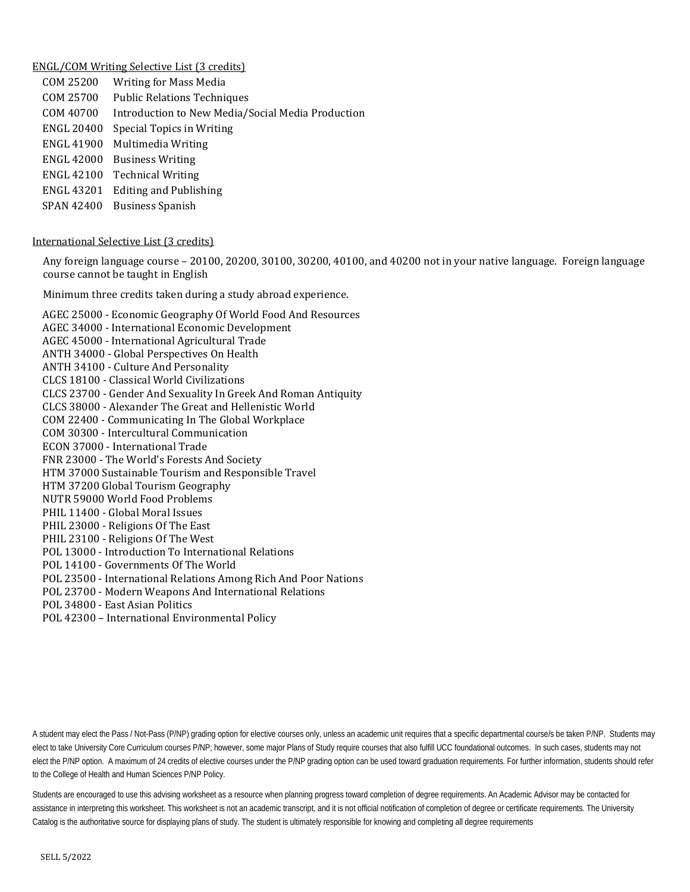<u>ENGL/COM Writing Selective List (3 credits)</u>

COM 25200 Writing for Mass Media
COM 25700 Public Relations Techniques
COM 40700 Introduction to New Media/Social Media Production
ENGL 20400 Special Topics in Writing
ENGL 41900 Multimedia Writing
ENGL 42000 Business Writing
ENGL 42100 Technical Writing
ENGL 43201 Editing and Publishing
SPAN 42400 Business Spanish

<u>International Selective List (3 credits)</u>

Any foreign language course – 20100, 20200, 30100, 30200, 40100, and 40200 not in your native language. Foreign language course cannot be taught in English

Minimum three credits taken during a study abroad experience.

AGEC 25000 - Economic Geography Of World Food And Resources
AGEC 34000 - International Economic Development
AGEC 45000 - International Agricultural Trade
ANTH 34000 - Global Perspectives On Health
ANTH 34100 - Culture And Personality
CLCS 18100 - Classical World Civilizations
CLCS 23700 - Gender And Sexuality In Greek And Roman Antiquity
CLCS 38000 - Alexander The Great and Hellenistic World
COM 22400 - Communicating In The Global Workplace
COM 30300 - Intercultural Communication
ECON 37000 - International Trade
FNR 23000 - The World's Forests And Society
HTM 37000 Sustainable Tourism and Responsible Travel
HTM 37200 Global Tourism Geography
NUTR 59000 World Food Problems
PHIL 11400 - Global Moral Issues
PHIL 23000 - Religions Of The East
PHIL 23100 - Religions Of The West
POL 13000 - Introduction To International Relations
POL 14100 - Governments Of The World
POL 23500 - International Relations Among Rich And Poor Nations
POL 23700 - Modern Weapons And International Relations
POL 34800 - East Asian Politics
POL 42300 – International Environmental Policy

A student may elect the Pass / Not-Pass (P/NP) grading option for elective courses only, unless an academic unit requires that a specific departmental course/s be taken P/NP. Students may elect to take University Core Curriculum courses P/NP; however, some major Plans of Study require courses that also fulfill UCC foundational outcomes. In such cases, students may not elect the P/NP option. A maximum of 24 credits of elective courses under the P/NP grading option can be used toward graduation requirements. For further information, students should refer to the College of Health and Human Sciences P/NP Policy.

Students are encouraged to use this advising worksheet as a resource when planning progress toward completion of degree requirements. An Academic Advisor may be contacted for assistance in interpreting this worksheet. This worksheet is not an academic transcript, and it is not official notification of completion of degree or certificate requirements. The University Catalog is the authoritative source for displaying plans of study. The student is ultimately responsible for knowing and completing all degree requirements

SELL 5/2022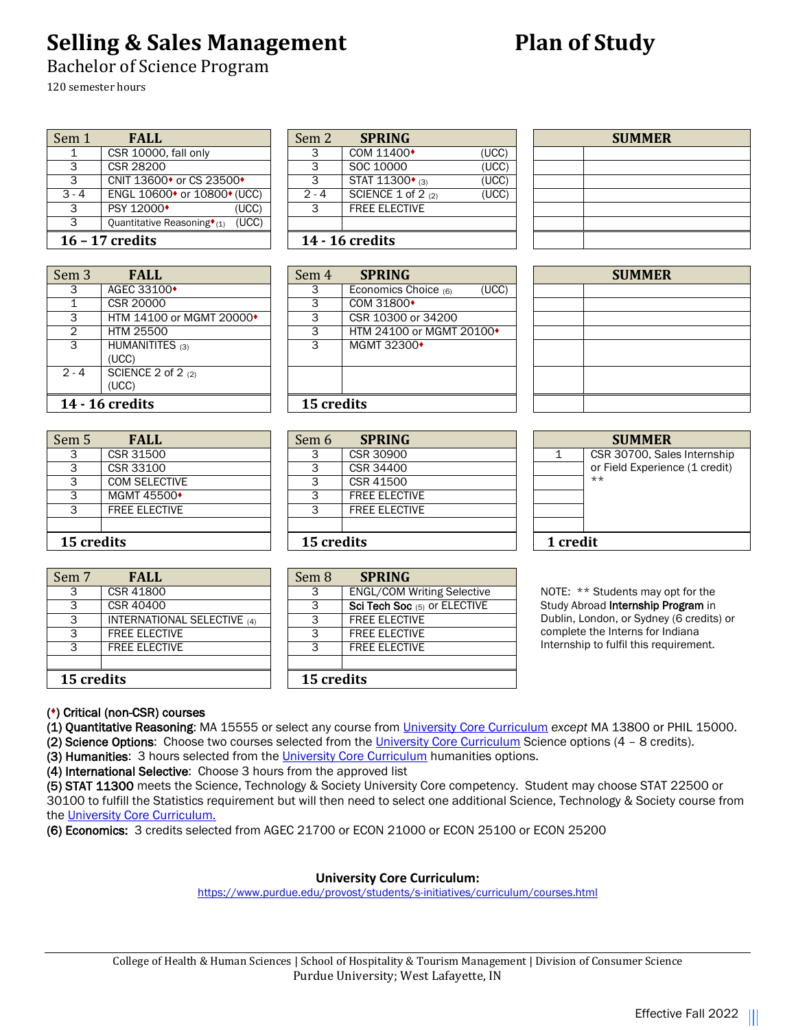# Selling & Sales Management

# Plan of Study

## Bachelor of Science Program

120 semester hours

| Sem 1 | FALL |
|---|---|
| 1 | CSR 10000, fall only |
| 3 | CSR 28200 |
| 3 | CNIT 13600♦ or CS 23500♦ |
| 3 - 4 | ENGL 10600♦ or 10800♦ (UCC) |
| 3 | PSY 12000♦ (UCC) |
| 3 | Quantitative Reasoning♦ (1) (UCC) |
| **16 – 17 credits** | |

| Sem 2 | SPRING |
|---|---|
| 3 | COM 11400♦ (UCC) |
| 3 | SOC 10000 (UCC) |
| 3 | STAT 11300♦ (3) (UCC) |
| 2 - 4 | SCIENCE 1 of 2 (2) (UCC) |
| 3 | FREE ELECTIVE |
| **14 - 16 credits** | |

| | SUMMER |
|---|---|
| | |

| Sem 3 | FALL |
|---|---|
| 3 | AGEC 33100♦ |
| 1 | CSR 20000 |
| 3 | HTM 14100 or MGMT 20000♦ |
| 2 | HTM 25500 |
| 3 | HUMANITITES (3) (UCC) |
| 2 - 4 | SCIENCE 2 of 2 (2) (UCC) |
| **14 - 16 credits** | |

| Sem 4 | SPRING |
|---|---|
| 3 | Economics Choice (6) (UCC) |
| 3 | COM 31800♦ |
| 3 | CSR 10300 or 34200 |
| 3 | HTM 24100 or MGMT 20100♦ |
| 3 | MGMT 32300♦ |
| **15 credits** | |

| | SUMMER |
|---|---|
| | |

| Sem 5 | FALL |
|---|---|
| 3 | CSR 31500 |
| 3 | CSR 33100 |
| 3 | COM SELECTIVE |
| 3 | MGMT 45500♦ |
| 3 | FREE ELECTIVE |
| **15 credits** | |

| Sem 6 | SPRING |
|---|---|
| 3 | CSR 30900 |
| 3 | CSR 34400 |
| 3 | CSR 41500 |
| 3 | FREE ELECTIVE |
| 3 | FREE ELECTIVE |
| **15 credits** | |

| | SUMMER |
|---|---|
| 1 | CSR 30700, Sales Internship or Field Experience (1 credit) ** |
| **1 credit** | |

| Sem 7 | FALL |
|---|---|
| 3 | CSR 41800 |
| 3 | CSR 40400 |
| 3 | INTERNATIONAL SELECTIVE (4) |
| 3 | FREE ELECTIVE |
| 3 | FREE ELECTIVE |
| **15 credits** | |

| Sem 8 | SPRING |
|---|---|
| 3 | ENGL/COM Writing Selective |
| 3 | **Sci Tech Soc** (5) or ELECTIVE |
| 3 | FREE ELECTIVE |
| 3 | FREE ELECTIVE |
| 3 | FREE ELECTIVE |
| **15 credits** | |

NOTE: ** Students may opt for the Study Abroad **Internship Program** in Dublin, London, or Sydney (6 credits) or complete the Interns for Indiana Internship to fulfil this requirement.

**(♦) Critical (non-CSR) courses**

**(1) Quantitative Reasoning**: MA 15555 or select any course from University Core Curriculum *except* MA 13800 or PHIL 15000.

**(2) Science Options**: Choose two courses selected from the University Core Curriculum Science options (4 – 8 credits).

**(3) Humanities**: 3 hours selected from the University Core Curriculum humanities options.

**(4) International Selective**: Choose 3 hours from the approved list

**(5) STAT 11300** meets the Science, Technology & Society University Core competency. Student may choose STAT 22500 or 30100 to fulfill the Statistics requirement but will then need to select one additional Science, Technology & Society course from the University Core Curriculum.

**(6) Economics:** 3 credits selected from AGEC 21700 or ECON 21000 or ECON 25100 or ECON 25200

**University Core Curriculum:**
https://www.purdue.edu/provost/students/s-initiatives/curriculum/courses.html

College of Health & Human Sciences | School of Hospitality & Tourism Management | Division of Consumer Science
Purdue University; West Lafayette, IN

Effective Fall 2022